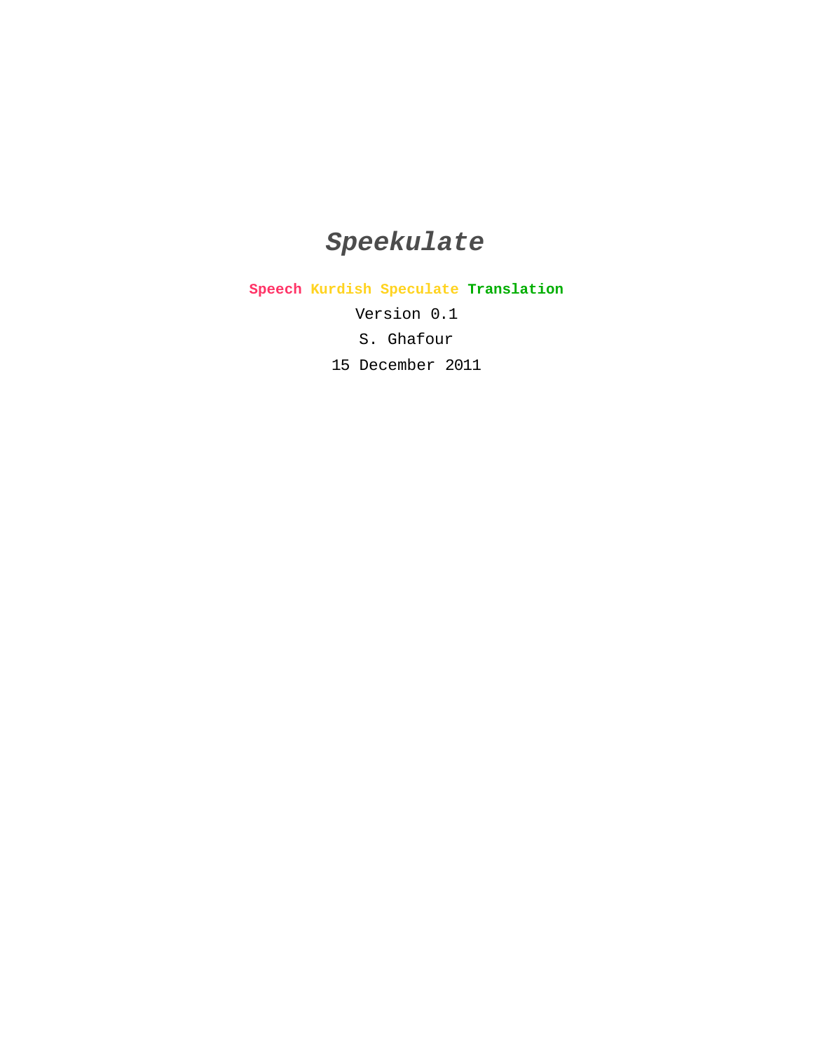# *Speekulate*

**Speech Kurdish Speculate Translation**

Version 0.1

S. Ghafour

15 December 2011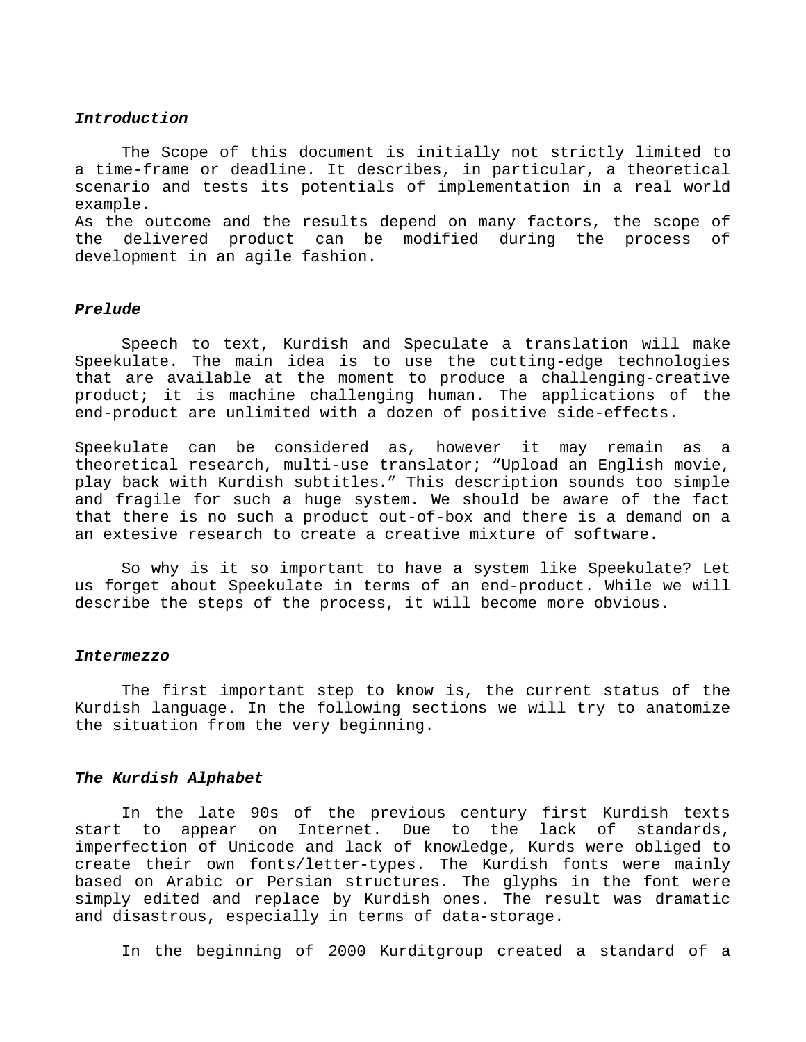***Introduction***

The Scope of this document is initially not strictly limited to a time-frame or deadline. It describes, in particular, a theoretical scenario and tests its potentials of implementation in a real world example.
As the outcome and the results depend on many factors, the scope of the delivered product can be modified during the process of development in an agile fashion.

***Prelude***

Speech to text, Kurdish and Speculate a translation will make Speekulate. The main idea is to use the cutting-edge technologies that are available at the moment to produce a challenging-creative product; it is machine challenging human. The applications of the end-product are unlimited with a dozen of positive side-effects.

Speekulate can be considered as, however it may remain as a theoretical research, multi-use translator; “Upload an English movie, play back with Kurdish subtitles.” This description sounds too simple and fragile for such a huge system. We should be aware of the fact that there is no such a product out-of-box and there is a demand on a an extesive research to create a creative mixture of software.

So why is it so important to have a system like Speekulate? Let us forget about Speekulate in terms of an end-product. While we will describe the steps of the process, it will become more obvious.

***Intermezzo***

The first important step to know is, the current status of the Kurdish language. In the following sections we will try to anatomize the situation from the very beginning.

***The Kurdish Alphabet***

In the late 90s of the previous century first Kurdish texts start to appear on Internet. Due to the lack of standards, imperfection of Unicode and lack of knowledge, Kurds were obliged to create their own fonts/letter-types. The Kurdish fonts were mainly based on Arabic or Persian structures. The glyphs in the font were simply edited and replace by Kurdish ones. The result was dramatic and disastrous, especially in terms of data-storage.

In the beginning of 2000 Kurditgroup created a standard of a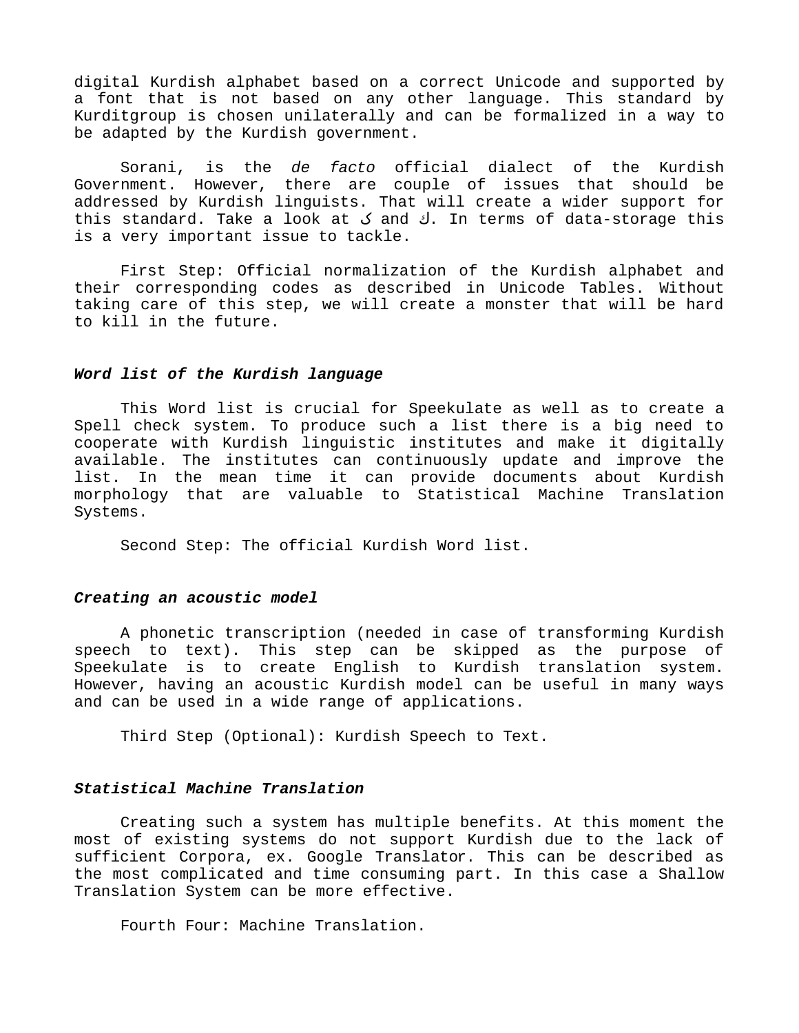digital Kurdish alphabet based on a correct Unicode and supported by a font that is not based on any other language. This standard by Kurditgroup is chosen unilaterally and can be formalized in a way to be adapted by the Kurdish government.

Sorani, is the *de facto* official dialect of the Kurdish Government. However, there are couple of issues that should be addressed by Kurdish linguists. That will create a wider support for this standard. Take a look at ک and ك. In terms of data-storage this is a very important issue to tackle.

First Step: Official normalization of the Kurdish alphabet and their corresponding codes as described in Unicode Tables. Without taking care of this step, we will create a monster that will be hard to kill in the future.

### ***Word list of the Kurdish language***

This Word list is crucial for Speekulate as well as to create a Spell check system. To produce such a list there is a big need to cooperate with Kurdish linguistic institutes and make it digitally available. The institutes can continuously update and improve the list. In the mean time it can provide documents about Kurdish morphology that are valuable to Statistical Machine Translation Systems.

Second Step: The official Kurdish Word list.

### ***Creating an acoustic model***

A phonetic transcription (needed in case of transforming Kurdish speech to text). This step can be skipped as the purpose of Speekulate is to create English to Kurdish translation system. However, having an acoustic Kurdish model can be useful in many ways and can be used in a wide range of applications.

Third Step (Optional): Kurdish Speech to Text.

### ***Statistical Machine Translation***

Creating such a system has multiple benefits. At this moment the most of existing systems do not support Kurdish due to the lack of sufficient Corpora, ex. Google Translator. This can be described as the most complicated and time consuming part. In this case a Shallow Translation System can be more effective.

Fourth Four: Machine Translation.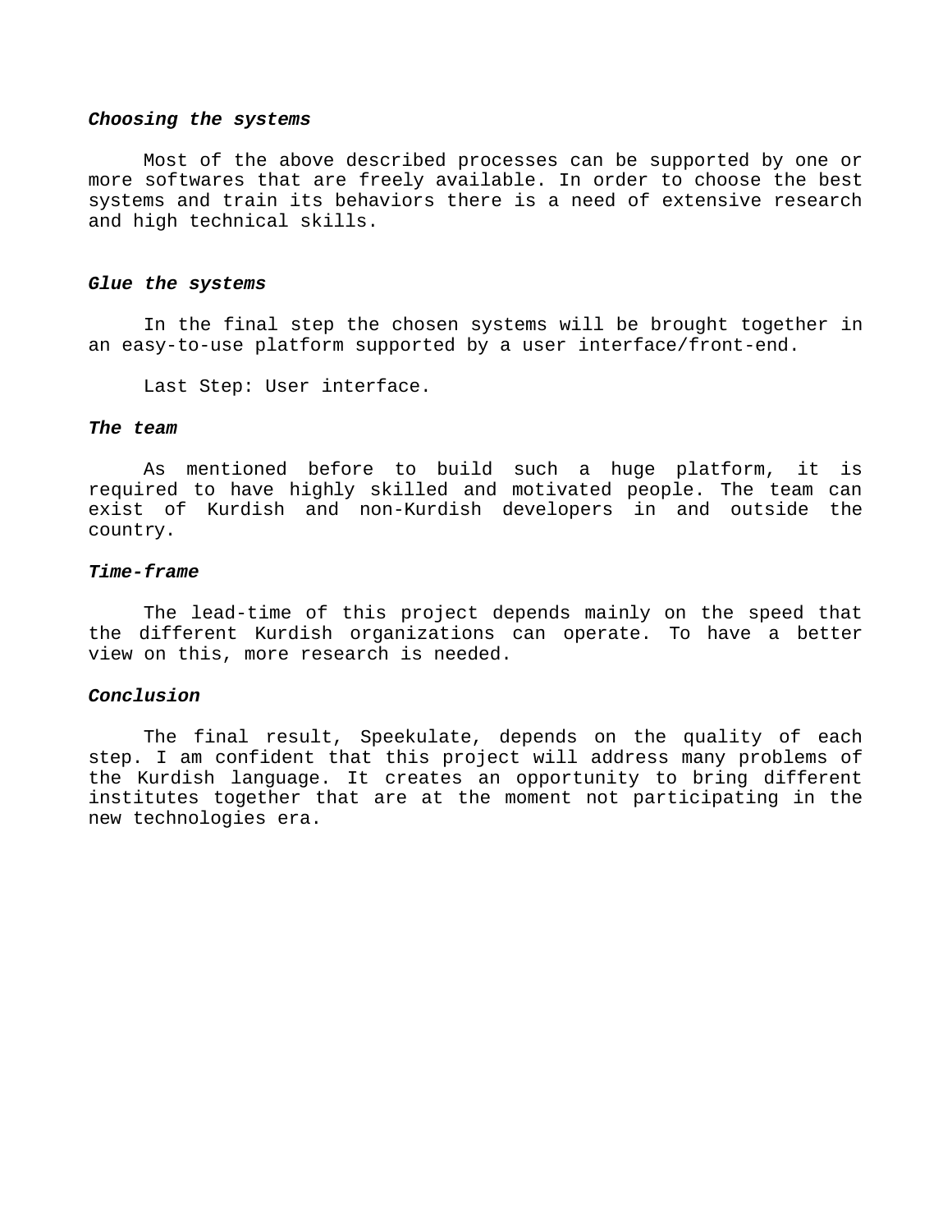***Choosing the systems***

Most of the above described processes can be supported by one or more softwares that are freely available. In order to choose the best systems and train its behaviors there is a need of extensive research and high technical skills.

***Glue the systems***

In the final step the chosen systems will be brought together in an easy-to-use platform supported by a user interface/front-end.

Last Step: User interface.

***The team***

As mentioned before to build such a huge platform, it is required to have highly skilled and motivated people. The team can exist of Kurdish and non-Kurdish developers in and outside the country.

***Time-frame***

The lead-time of this project depends mainly on the speed that the different Kurdish organizations can operate. To have a better view on this, more research is needed.

***Conclusion***

The final result, Speekulate, depends on the quality of each step. I am confident that this project will address many problems of the Kurdish language. It creates an opportunity to bring different institutes together that are at the moment not participating in the new technologies era.